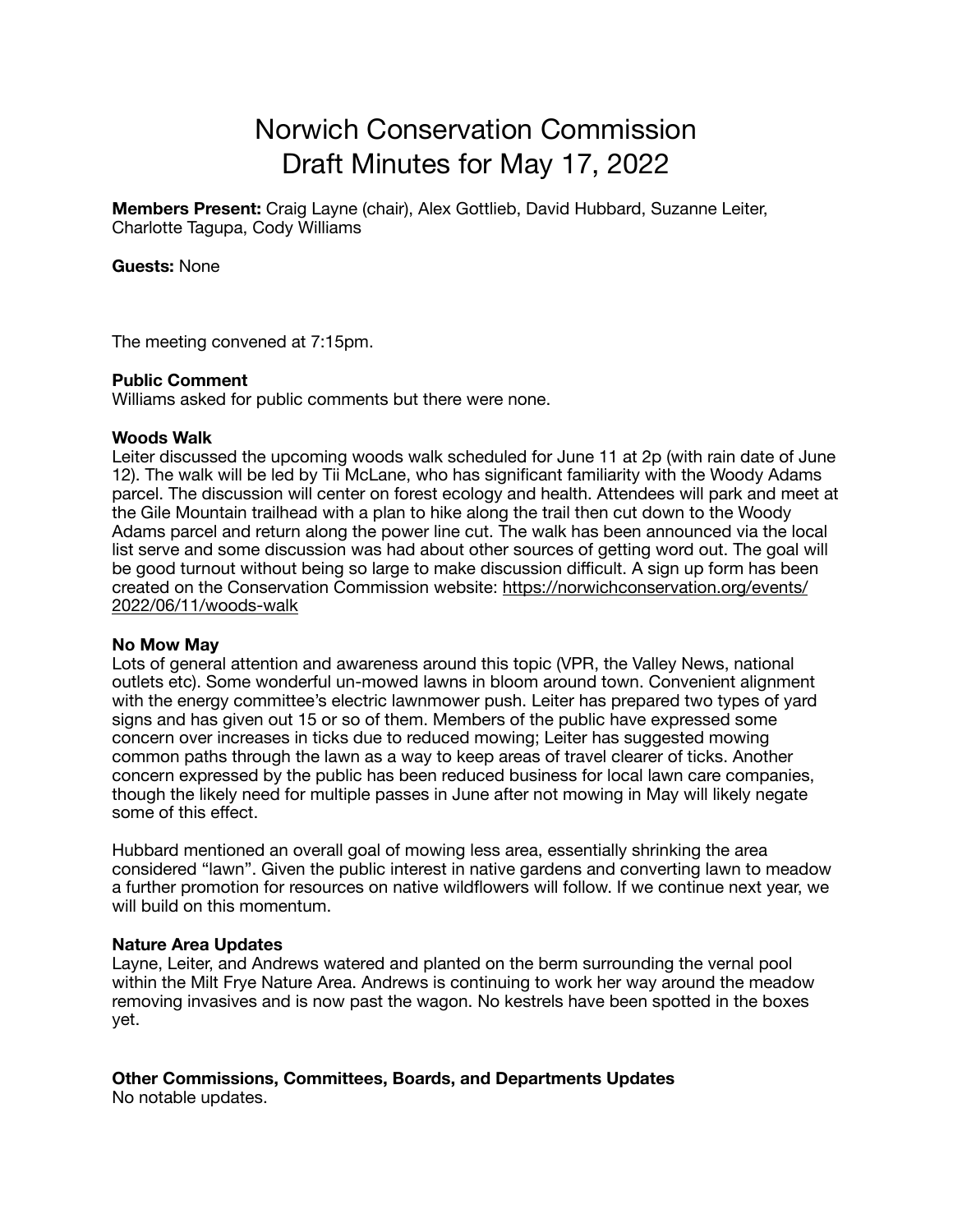# Norwich Conservation Commission
# Draft Minutes for May 17, 2022

**Members Present:** Craig Layne (chair), Alex Gottlieb, David Hubbard, Suzanne Leiter, Charlotte Tagupa, Cody Williams

**Guests:** None

The meeting convened at 7:15pm.

**Public Comment**
Williams asked for public comments but there were none.

**Woods Walk**
Leiter discussed the upcoming woods walk scheduled for June 11 at 2p (with rain date of June 12). The walk will be led by Tii McLane, who has significant familiarity with the Woody Adams parcel. The discussion will center on forest ecology and health. Attendees will park and meet at the Gile Mountain trailhead with a plan to hike along the trail then cut down to the Woody Adams parcel and return along the power line cut. The walk has been announced via the local list serve and some discussion was had about other sources of getting word out. The goal will be good turnout without being so large to make discussion difficult. A sign up form has been created on the Conservation Commission website: https://norwichconservation.org/events/2022/06/11/woods-walk

**No Mow May**
Lots of general attention and awareness around this topic (VPR, the Valley News, national outlets etc). Some wonderful un-mowed lawns in bloom around town. Convenient alignment with the energy committee's electric lawnmower push. Leiter has prepared two types of yard signs and has given out 15 or so of them. Members of the public have expressed some concern over increases in ticks due to reduced mowing; Leiter has suggested mowing common paths through the lawn as a way to keep areas of travel clearer of ticks. Another concern expressed by the public has been reduced business for local lawn care companies, though the likely need for multiple passes in June after not mowing in May will likely negate some of this effect.

Hubbard mentioned an overall goal of mowing less area, essentially shrinking the area considered "lawn". Given the public interest in native gardens and converting lawn to meadow a further promotion for resources on native wildflowers will follow. If we continue next year, we will build on this momentum.

**Nature Area Updates**
Layne, Leiter, and Andrews watered and planted on the berm surrounding the vernal pool within the Milt Frye Nature Area. Andrews is continuing to work her way around the meadow removing invasives and is now past the wagon. No kestrels have been spotted in the boxes yet.

**Other Commissions, Committees, Boards, and Departments Updates**
No notable updates.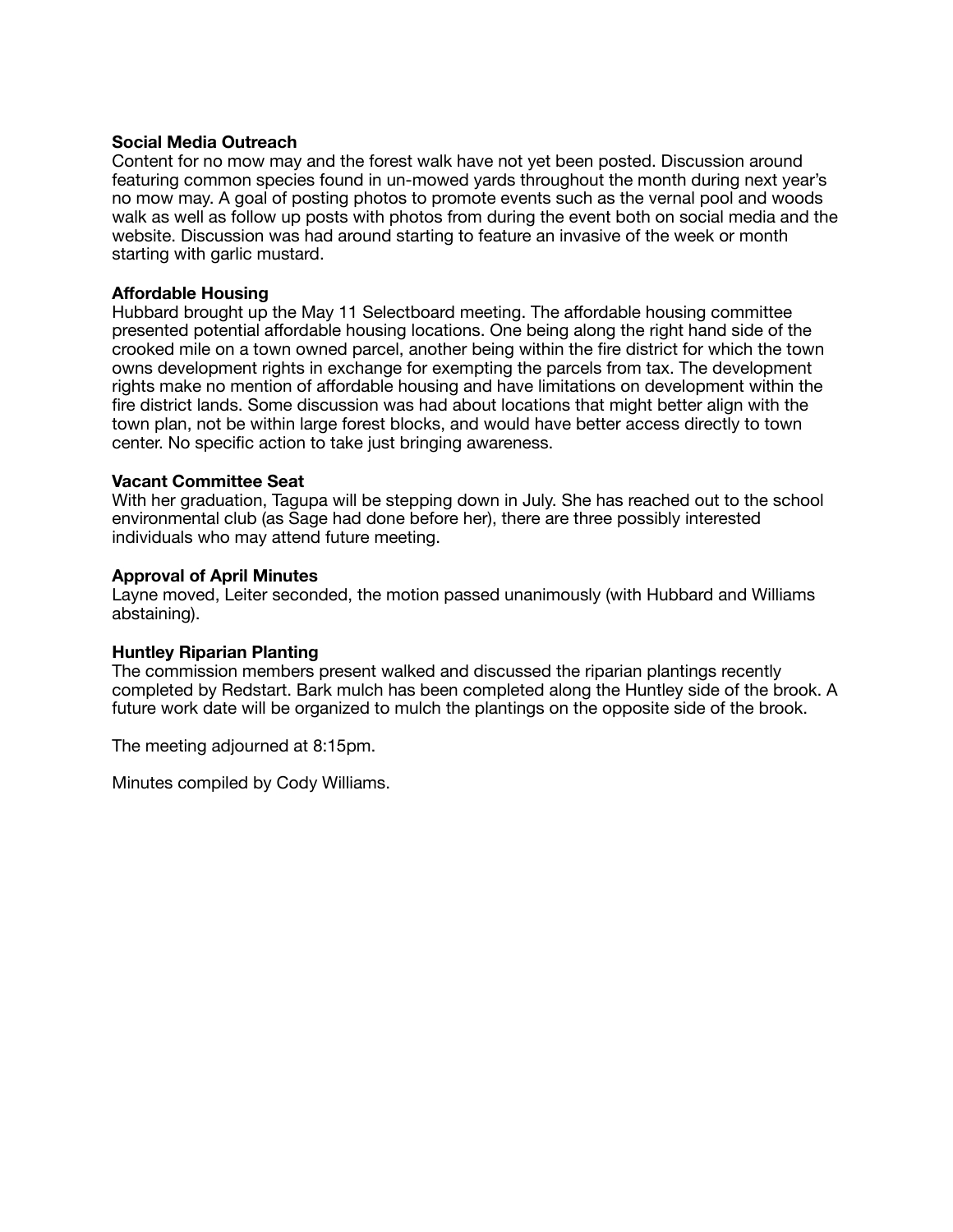**Social Media Outreach**
Content for no mow may and the forest walk have not yet been posted. Discussion around featuring common species found in un-mowed yards throughout the month during next year's no mow may. A goal of posting photos to promote events such as the vernal pool and woods walk as well as follow up posts with photos from during the event both on social media and the website. Discussion was had around starting to feature an invasive of the week or month starting with garlic mustard.

**Affordable Housing**
Hubbard brought up the May 11 Selectboard meeting. The affordable housing committee presented potential affordable housing locations. One being along the right hand side of the crooked mile on a town owned parcel, another being within the fire district for which the town owns development rights in exchange for exempting the parcels from tax. The development rights make no mention of affordable housing and have limitations on development within the fire district lands. Some discussion was had about locations that might better align with the town plan, not be within large forest blocks, and would have better access directly to town center. No specific action to take just bringing awareness.

**Vacant Committee Seat**
With her graduation, Tagupa will be stepping down in July. She has reached out to the school environmental club (as Sage had done before her), there are three possibly interested individuals who may attend future meeting.

**Approval of April Minutes**
Layne moved, Leiter seconded, the motion passed unanimously (with Hubbard and Williams abstaining).

**Huntley Riparian Planting**
The commission members present walked and discussed the riparian plantings recently completed by Redstart. Bark mulch has been completed along the Huntley side of the brook. A future work date will be organized to mulch the plantings on the opposite side of the brook.

The meeting adjourned at 8:15pm.

Minutes compiled by Cody Williams.